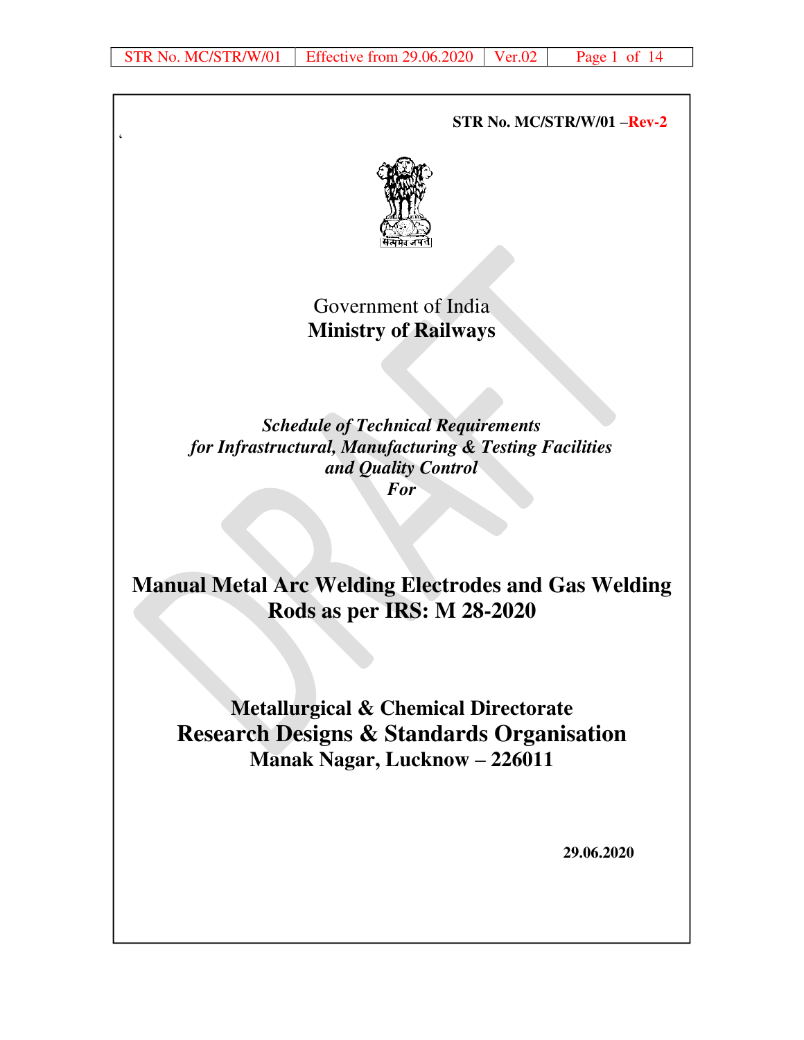**STR No. MC/STR/W/01 –Rev-2**

Government of India

**Ministry of Railways**

***Schedule of Technical Requirements***
***for Infrastructural, Manufacturing & Testing Facilities***
***and Quality Control***
***For***

# Manual Metal Arc Welding Electrodes and Gas Welding Rods as per IRS: M 28-2020

## Metallurgical & Chemical Directorate
## Research Designs & Standards Organisation
### Manak Nagar, Lucknow – 226011

**29.06.2020**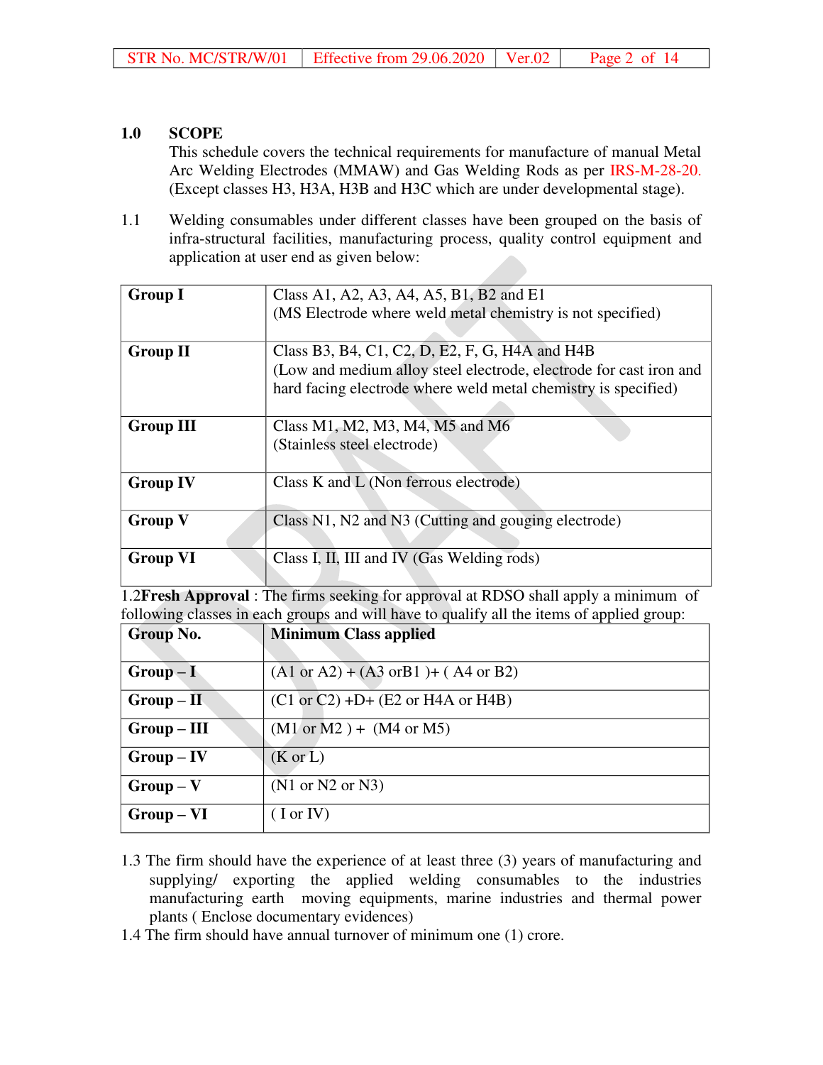## 1.0 SCOPE

This schedule covers the technical requirements for manufacture of manual Metal Arc Welding Electrodes (MMAW) and Gas Welding Rods as per IRS-M-28-20. (Except classes H3, H3A, H3B and H3C which are under developmental stage).

1.1 Welding consumables under different classes have been grouped on the basis of infra-structural facilities, manufacturing process, quality control equipment and application at user end as given below:

| | |
|---|---|
| **Group I** | Class A1, A2, A3, A4, A5, B1, B2 and E1<br>(MS Electrode where weld metal chemistry is not specified) |
| **Group II** | Class B3, B4, C1, C2, D, E2, F, G, H4A and H4B<br>(Low and medium alloy steel electrode, electrode for cast iron and hard facing electrode where weld metal chemistry is specified) |
| **Group III** | Class M1, M2, M3, M4, M5 and M6<br>(Stainless steel electrode) |
| **Group IV** | Class K and L (Non ferrous electrode) |
| **Group V** | Class N1, N2 and N3 (Cutting and gouging electrode) |
| **Group VI** | Class I, II, III and IV (Gas Welding rods) |

1.2 **Fresh Approval** : The firms seeking for approval at RDSO shall apply a minimum of following classes in each groups and will have to qualify all the items of applied group:

| **Group No.** | **Minimum Class applied** |
|---|---|
| **Group – I** | (A1 or A2) + (A3 orB1 )+ ( A4 or B2) |
| **Group – II** | (C1 or C2) +D+ (E2 or H4A or H4B) |
| **Group – III** | (M1 or M2 ) + (M4 or M5) |
| **Group – IV** | (K or L) |
| **Group – V** | (N1 or N2 or N3) |
| **Group – VI** | ( I or IV) |

1.3 The firm should have the experience of at least three (3) years of manufacturing and supplying/ exporting the applied welding consumables to the industries manufacturing earth moving equipments, marine industries and thermal power plants ( Enclose documentary evidences)

1.4 The firm should have annual turnover of minimum one (1) crore.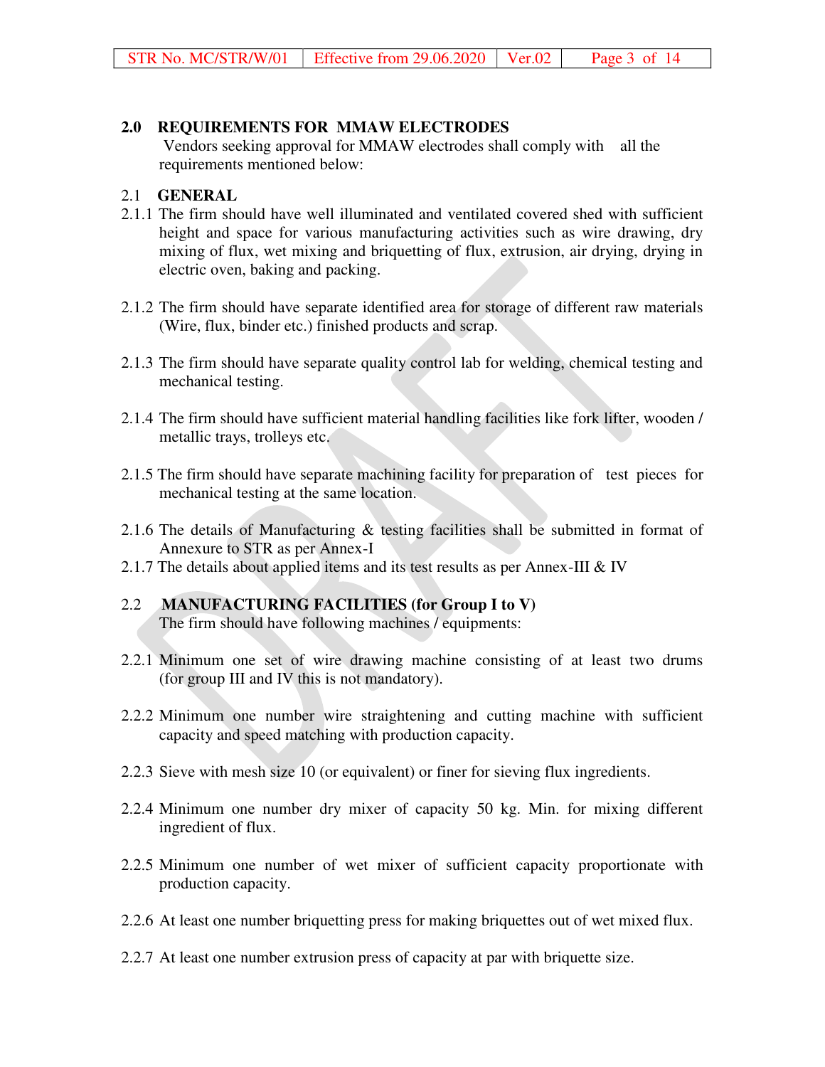## 2.0 REQUIREMENTS FOR MMAW ELECTRODES

Vendors seeking approval for MMAW electrodes shall comply with all the requirements mentioned below:

### 2.1 GENERAL

2.1.1 The firm should have well illuminated and ventilated covered shed with sufficient height and space for various manufacturing activities such as wire drawing, dry mixing of flux, wet mixing and briquetting of flux, extrusion, air drying, drying in electric oven, baking and packing.

2.1.2 The firm should have separate identified area for storage of different raw materials (Wire, flux, binder etc.) finished products and scrap.

2.1.3 The firm should have separate quality control lab for welding, chemical testing and mechanical testing.

2.1.4 The firm should have sufficient material handling facilities like fork lifter, wooden / metallic trays, trolleys etc.

2.1.5 The firm should have separate machining facility for preparation of test pieces for mechanical testing at the same location.

2.1.6 The details of Manufacturing & testing facilities shall be submitted in format of Annexure to STR as per Annex-I

2.1.7 The details about applied items and its test results as per Annex-III & IV

### 2.2 MANUFACTURING FACILITIES (for Group I to V)

The firm should have following machines / equipments:

2.2.1 Minimum one set of wire drawing machine consisting of at least two drums (for group III and IV this is not mandatory).

2.2.2 Minimum one number wire straightening and cutting machine with sufficient capacity and speed matching with production capacity.

2.2.3 Sieve with mesh size 10 (or equivalent) or finer for sieving flux ingredients.

2.2.4 Minimum one number dry mixer of capacity 50 kg. Min. for mixing different ingredient of flux.

2.2.5 Minimum one number of wet mixer of sufficient capacity proportionate with production capacity.

2.2.6 At least one number briquetting press for making briquettes out of wet mixed flux.

2.2.7 At least one number extrusion press of capacity at par with briquette size.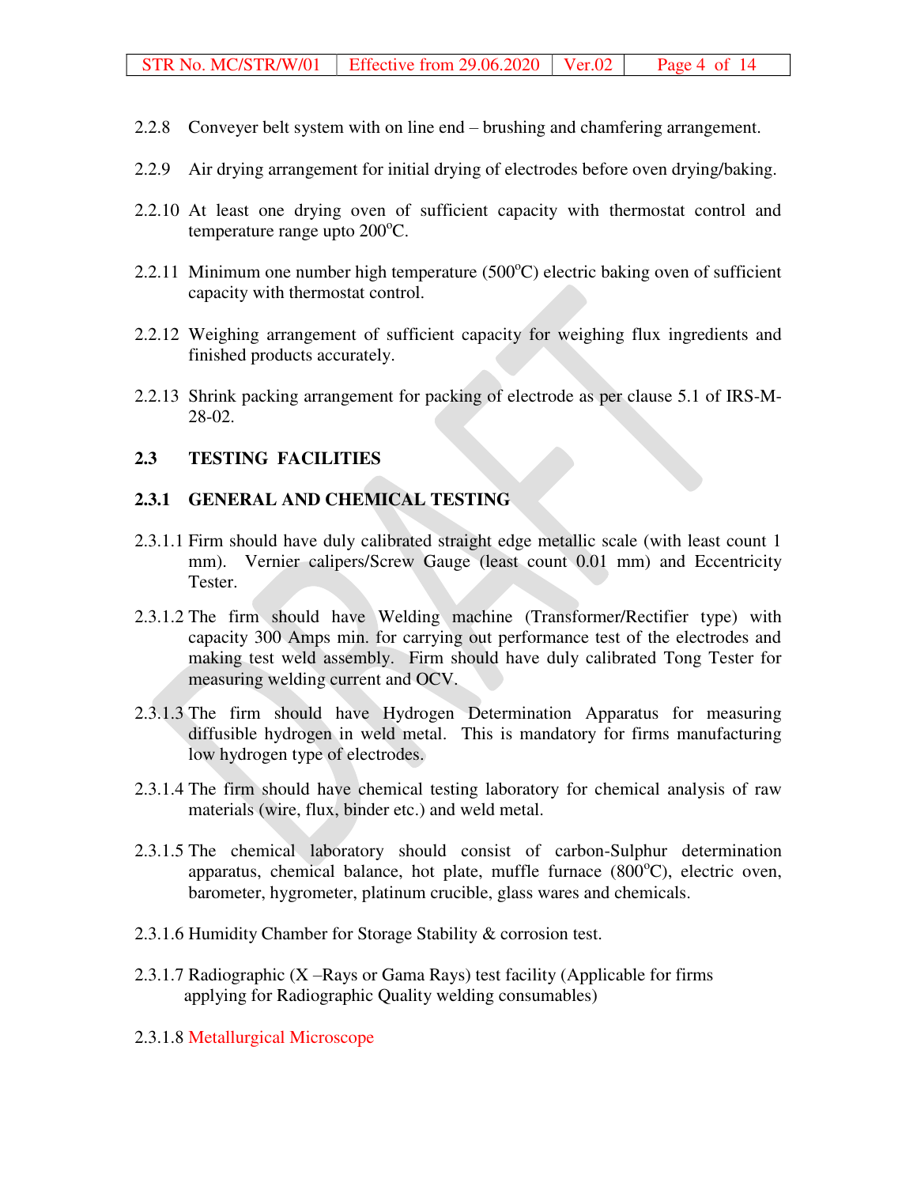2.2.8 Conveyer belt system with on line end – brushing and chamfering arrangement.

2.2.9 Air drying arrangement for initial drying of electrodes before oven drying/baking.

2.2.10 At least one drying oven of sufficient capacity with thermostat control and temperature range upto 200$^{o}$C.

2.2.11 Minimum one number high temperature (500$^{o}$C) electric baking oven of sufficient capacity with thermostat control.

2.2.12 Weighing arrangement of sufficient capacity for weighing flux ingredients and finished products accurately.

2.2.13 Shrink packing arrangement for packing of electrode as per clause 5.1 of IRS-M-28-02.

## 2.3 TESTING FACILITIES

### 2.3.1 GENERAL AND CHEMICAL TESTING

2.3.1.1 Firm should have duly calibrated straight edge metallic scale (with least count 1 mm). Vernier calipers/Screw Gauge (least count 0.01 mm) and Eccentricity Tester.

2.3.1.2 The firm should have Welding machine (Transformer/Rectifier type) with capacity 300 Amps min. for carrying out performance test of the electrodes and making test weld assembly. Firm should have duly calibrated Tong Tester for measuring welding current and OCV.

2.3.1.3 The firm should have Hydrogen Determination Apparatus for measuring diffusible hydrogen in weld metal. This is mandatory for firms manufacturing low hydrogen type of electrodes.

2.3.1.4 The firm should have chemical testing laboratory for chemical analysis of raw materials (wire, flux, binder etc.) and weld metal.

2.3.1.5 The chemical laboratory should consist of carbon-Sulphur determination apparatus, chemical balance, hot plate, muffle furnace (800$^{o}$C), electric oven, barometer, hygrometer, platinum crucible, glass wares and chemicals.

2.3.1.6 Humidity Chamber for Storage Stability & corrosion test.

2.3.1.7 Radiographic (X –Rays or Gama Rays) test facility (Applicable for firms applying for Radiographic Quality welding consumables)

2.3.1.8 Metallurgical Microscope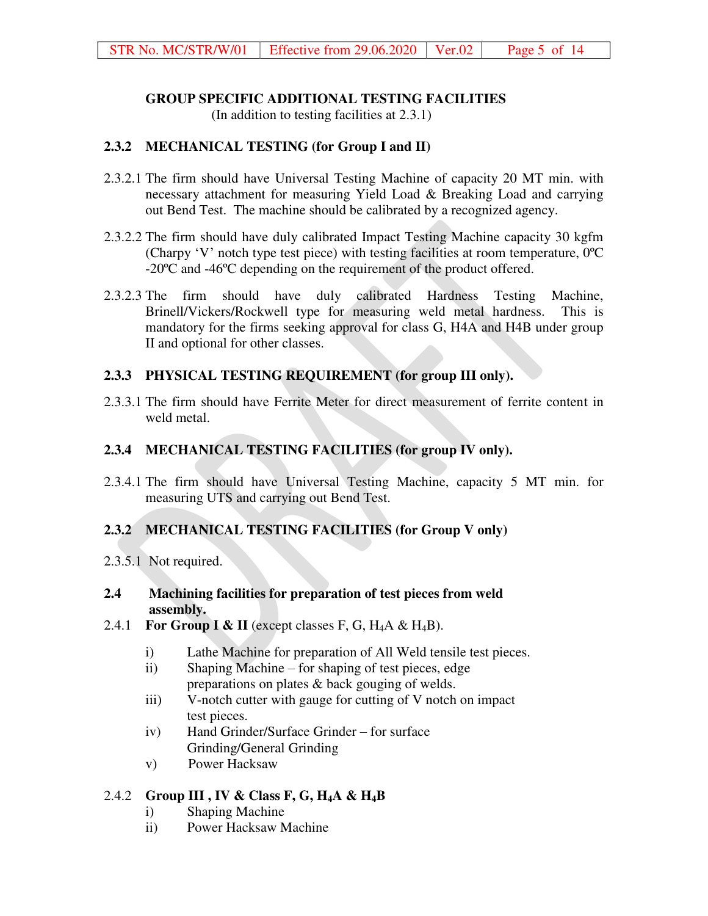## GROUP SPECIFIC ADDITIONAL TESTING FACILITIES

(In addition to testing facilities at 2.3.1)

### 2.3.2 MECHANICAL TESTING (for Group I and II)

2.3.2.1 The firm should have Universal Testing Machine of capacity 20 MT min. with necessary attachment for measuring Yield Load & Breaking Load and carrying out Bend Test. The machine should be calibrated by a recognized agency.

2.3.2.2 The firm should have duly calibrated Impact Testing Machine capacity 30 kgfm (Charpy 'V' notch type test piece) with testing facilities at room temperature, 0ºC -20ºC and -46ºC depending on the requirement of the product offered.

2.3.2.3 The firm should have duly calibrated Hardness Testing Machine, Brinell/Vickers/Rockwell type for measuring weld metal hardness. This is mandatory for the firms seeking approval for class G, H4A and H4B under group II and optional for other classes.

### 2.3.3 PHYSICAL TESTING REQUIREMENT (for group III only).

2.3.3.1 The firm should have Ferrite Meter for direct measurement of ferrite content in weld metal.

### 2.3.4 MECHANICAL TESTING FACILITIES (for group IV only).

2.3.4.1 The firm should have Universal Testing Machine, capacity 5 MT min. for measuring UTS and carrying out Bend Test.

### 2.3.2 MECHANICAL TESTING FACILITIES (for Group V only)

2.3.5.1 Not required.

### 2.4 Machining facilities for preparation of test pieces from weld assembly.

2.4.1 **For Group I & II** (except classes F, G, $H_4A$ & $H_4B$).

- i) Lathe Machine for preparation of All Weld tensile test pieces.
- ii) Shaping Machine – for shaping of test pieces, edge preparations on plates & back gouging of welds.
- iii) V-notch cutter with gauge for cutting of V notch on impact test pieces.
- iv) Hand Grinder/Surface Grinder – for surface Grinding/General Grinding
- v) Power Hacksaw

2.4.2 **Group III , IV & Class F, G, $H_4A$ & $H_4B$**

- i) Shaping Machine
- ii) Power Hacksaw Machine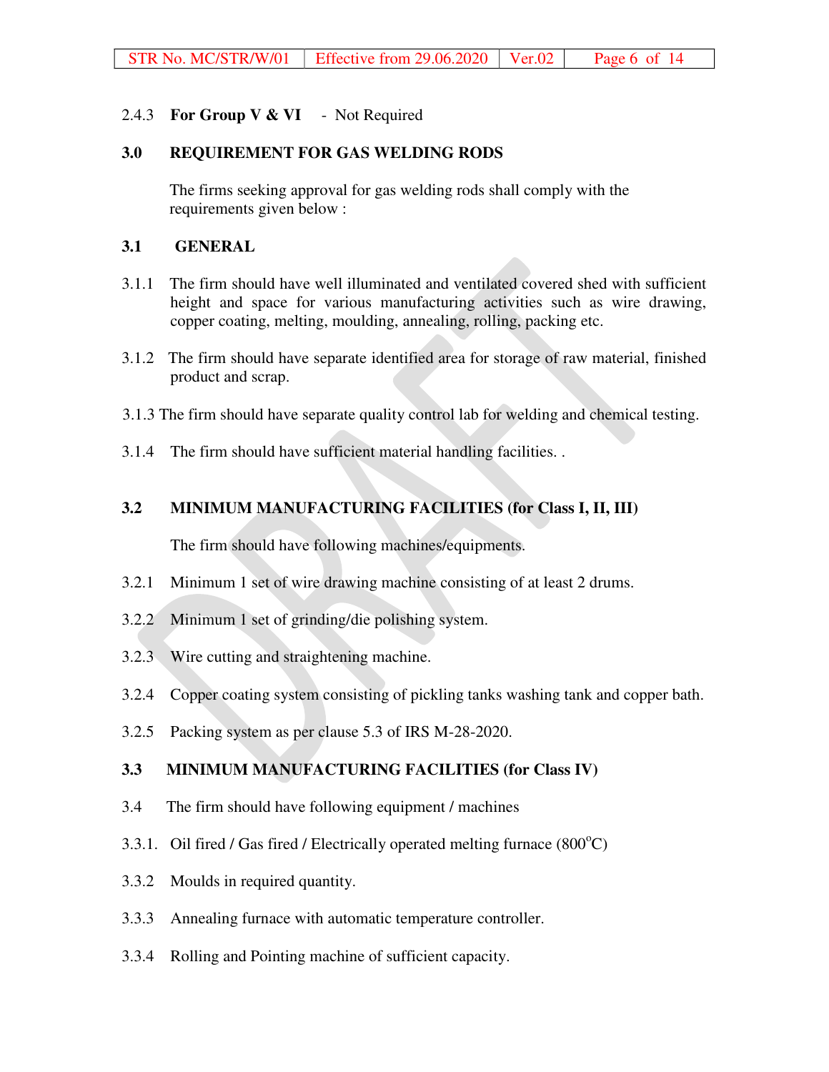2.4.3 **For Group V & VI** - Not Required

## 3.0 REQUIREMENT FOR GAS WELDING RODS

The firms seeking approval for gas welding rods shall comply with the requirements given below :

### 3.1 GENERAL

3.1.1 The firm should have well illuminated and ventilated covered shed with sufficient height and space for various manufacturing activities such as wire drawing, copper coating, melting, moulding, annealing, rolling, packing etc.

3.1.2 The firm should have separate identified area for storage of raw material, finished product and scrap.

3.1.3 The firm should have separate quality control lab for welding and chemical testing.

3.1.4 The firm should have sufficient material handling facilities. .

### 3.2 MINIMUM MANUFACTURING FACILITIES (for Class I, II, III)

The firm should have following machines/equipments.

3.2.1 Minimum 1 set of wire drawing machine consisting of at least 2 drums.

3.2.2 Minimum 1 set of grinding/die polishing system.

3.2.3 Wire cutting and straightening machine.

3.2.4 Copper coating system consisting of pickling tanks washing tank and copper bath.

3.2.5 Packing system as per clause 5.3 of IRS M-28-2020.

### 3.3 MINIMUM MANUFACTURING FACILITIES (for Class IV)

3.4 The firm should have following equipment / machines

3.3.1. Oil fired / Gas fired / Electrically operated melting furnace (800$^{o}$C)

3.3.2 Moulds in required quantity.

3.3.3 Annealing furnace with automatic temperature controller.

3.3.4 Rolling and Pointing machine of sufficient capacity.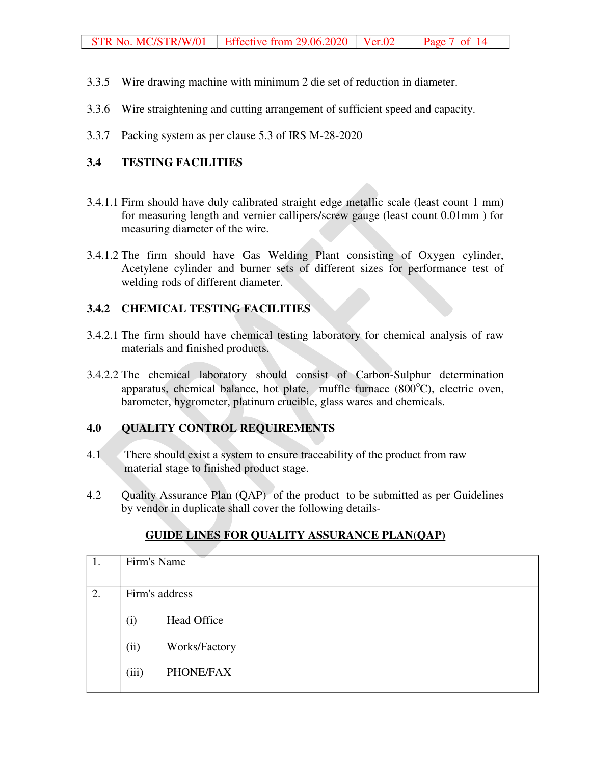3.3.5 Wire drawing machine with minimum 2 die set of reduction in diameter.

3.3.6 Wire straightening and cutting arrangement of sufficient speed and capacity.

3.3.7 Packing system as per clause 5.3 of IRS M-28-2020

## 3.4 TESTING FACILITIES

3.4.1.1 Firm should have duly calibrated straight edge metallic scale (least count 1 mm) for measuring length and vernier callipers/screw gauge (least count 0.01mm ) for measuring diameter of the wire.

3.4.1.2 The firm should have Gas Welding Plant consisting of Oxygen cylinder, Acetylene cylinder and burner sets of different sizes for performance test of welding rods of different diameter.

### 3.4.2 CHEMICAL TESTING FACILITIES

3.4.2.1 The firm should have chemical testing laboratory for chemical analysis of raw materials and finished products.

3.4.2.2 The chemical laboratory should consist of Carbon-Sulphur determination apparatus, chemical balance, hot plate, muffle furnace ($800^{o}$C), electric oven, barometer, hygrometer, platinum crucible, glass wares and chemicals.

## 4.0 QUALITY CONTROL REQUIREMENTS

4.1 There should exist a system to ensure traceability of the product from raw material stage to finished product stage.

4.2 Quality Assurance Plan (QAP) of the product to be submitted as per Guidelines by vendor in duplicate shall cover the following details-

**GUIDE LINES FOR QUALITY ASSURANCE PLAN(QAP)**

| | |
|---|---|
| 1. | Firm's Name |
| 2. | Firm's address<br>(i) Head Office<br>(ii) Works/Factory<br>(iii) PHONE/FAX |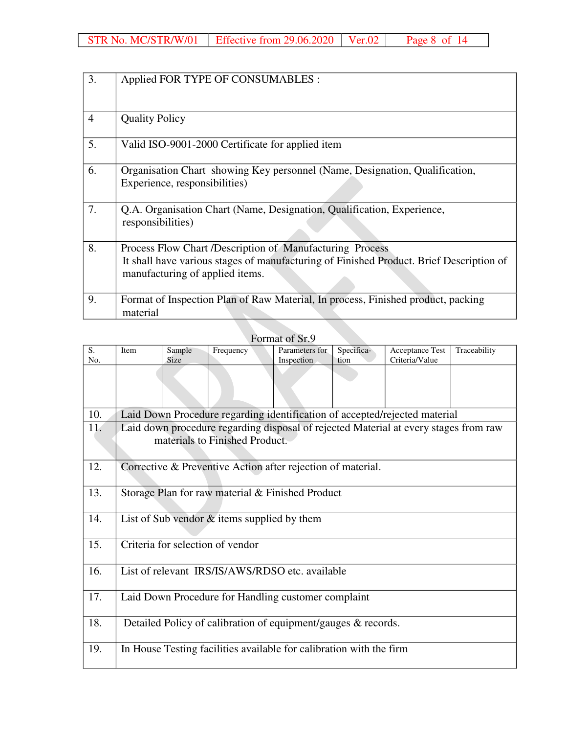| | |
|---|---|
| 3. | Applied FOR TYPE OF CONSUMABLES : |
| 4 | Quality Policy |
| 5. | Valid ISO-9001-2000 Certificate for applied item |
| 6. | Organisation Chart showing Key personnel (Name, Designation, Qualification, Experience, responsibilities) |
| 7. | Q.A. Organisation Chart (Name, Designation, Qualification, Experience, responsibilities) |
| 8. | Process Flow Chart /Description of Manufacturing Process<br>It shall have various stages of manufacturing of Finished Product. Brief Description of manufacturing of applied items. |
| 9. | Format of Inspection Plan of Raw Material, In process, Finished product, packing material |

Format of Sr.9

| S. No. | Item | Sample Size | Frequency | Parameters for Inspection | Specification | Acceptance Test Criteria/Value | Traceability |
|---|---|---|---|---|---|---|---|
| | | | | | | | |

| | |
|---|---|
| 10. | Laid Down Procedure regarding identification of accepted/rejected material |
| 11. | Laid down procedure regarding disposal of rejected Material at every stages from raw materials to Finished Product. |
| 12. | Corrective & Preventive Action after rejection of material. |
| 13. | Storage Plan for raw material & Finished Product |
| 14. | List of Sub vendor & items supplied by them |
| 15. | Criteria for selection of vendor |
| 16. | List of relevant IRS/IS/AWS/RDSO etc. available |
| 17. | Laid Down Procedure for Handling customer complaint |
| 18. | Detailed Policy of calibration of equipment/gauges & records. |
| 19. | In House Testing facilities available for calibration with the firm |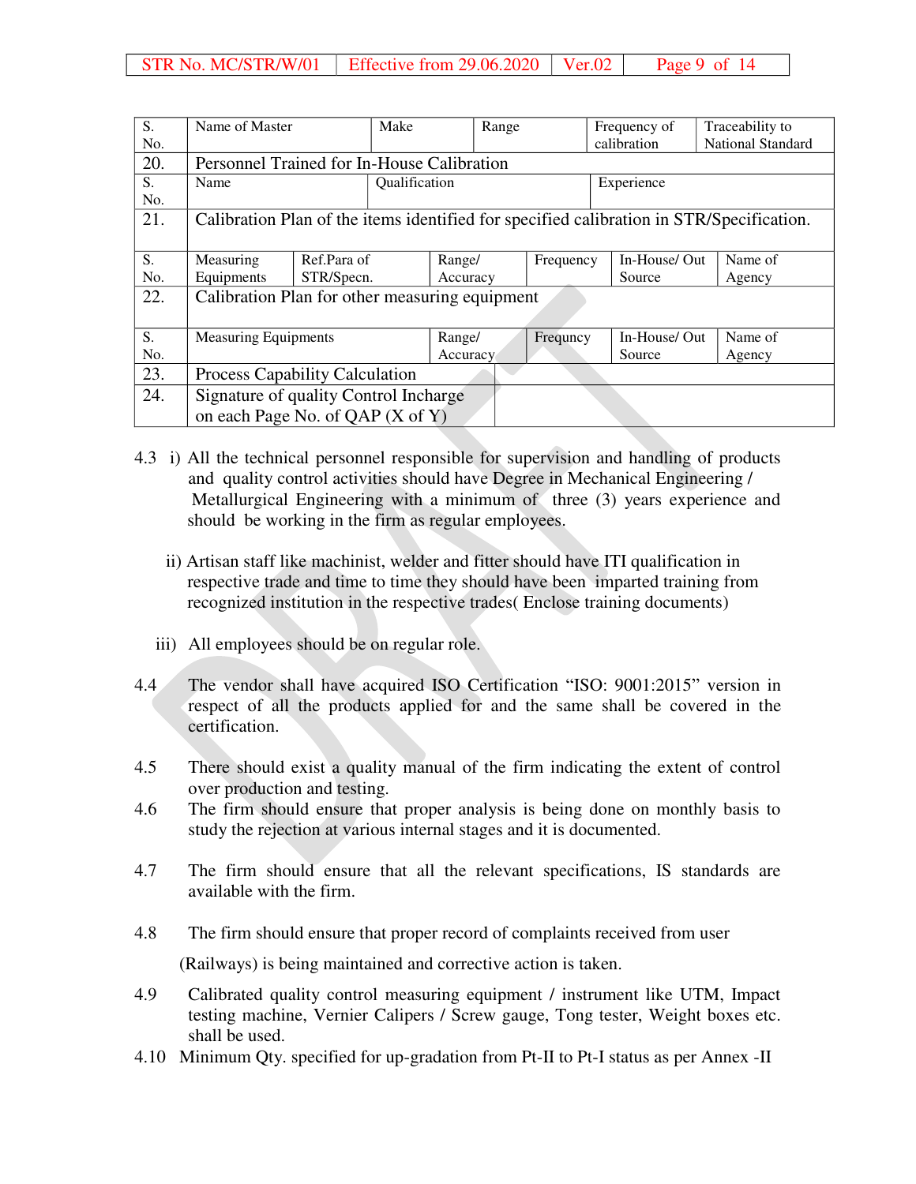| S. No. | Name of Master | Make | Range | Frequency of calibration | Traceability to National Standard |
|---|---|---|---|---|---|
| 20. | Personnel Trained for In-House Calibration | | | | |
| S. No. | Name | Qualification | Experience | | |
| 21. | Calibration Plan of the items identified for specified calibration in STR/Specification. | | | | |

| S. No. | Measuring Equipments | Ref.Para of STR/Specn. | Range/ Accuracy | Frequency | In-House/ Out Source | Name of Agency |
|---|---|---|---|---|---|---|
| 22. | Calibration Plan for other measuring equipment | | | | | |
| S. No. | Measuring Equipments | | Range/ Accuracy | Frequncy | In-House/ Out Source | Name of Agency |
| 23. | Process Capability Calculation | | | | | |
| 24. | Signature of quality Control Incharge on each Page No. of QAP (X of Y) | | | | | |

4.3 i) All the technical personnel responsible for supervision and handling of products and quality control activities should have Degree in Mechanical Engineering / Metallurgical Engineering with a minimum of three (3) years experience and should be working in the firm as regular employees.

ii) Artisan staff like machinist, welder and fitter should have ITI qualification in respective trade and time to time they should have been imparted training from recognized institution in the respective trades( Enclose training documents)

iii) All employees should be on regular role.

4.4 The vendor shall have acquired ISO Certification "ISO: 9001:2015" version in respect of all the products applied for and the same shall be covered in the certification.

4.5 There should exist a quality manual of the firm indicating the extent of control over production and testing.

4.6 The firm should ensure that proper analysis is being done on monthly basis to study the rejection at various internal stages and it is documented.

4.7 The firm should ensure that all the relevant specifications, IS standards are available with the firm.

4.8 The firm should ensure that proper record of complaints received from user (Railways) is being maintained and corrective action is taken.

4.9 Calibrated quality control measuring equipment / instrument like UTM, Impact testing machine, Vernier Calipers / Screw gauge, Tong tester, Weight boxes etc. shall be used.

4.10 Minimum Qty. specified for up-gradation from Pt-II to Pt-I status as per Annex -II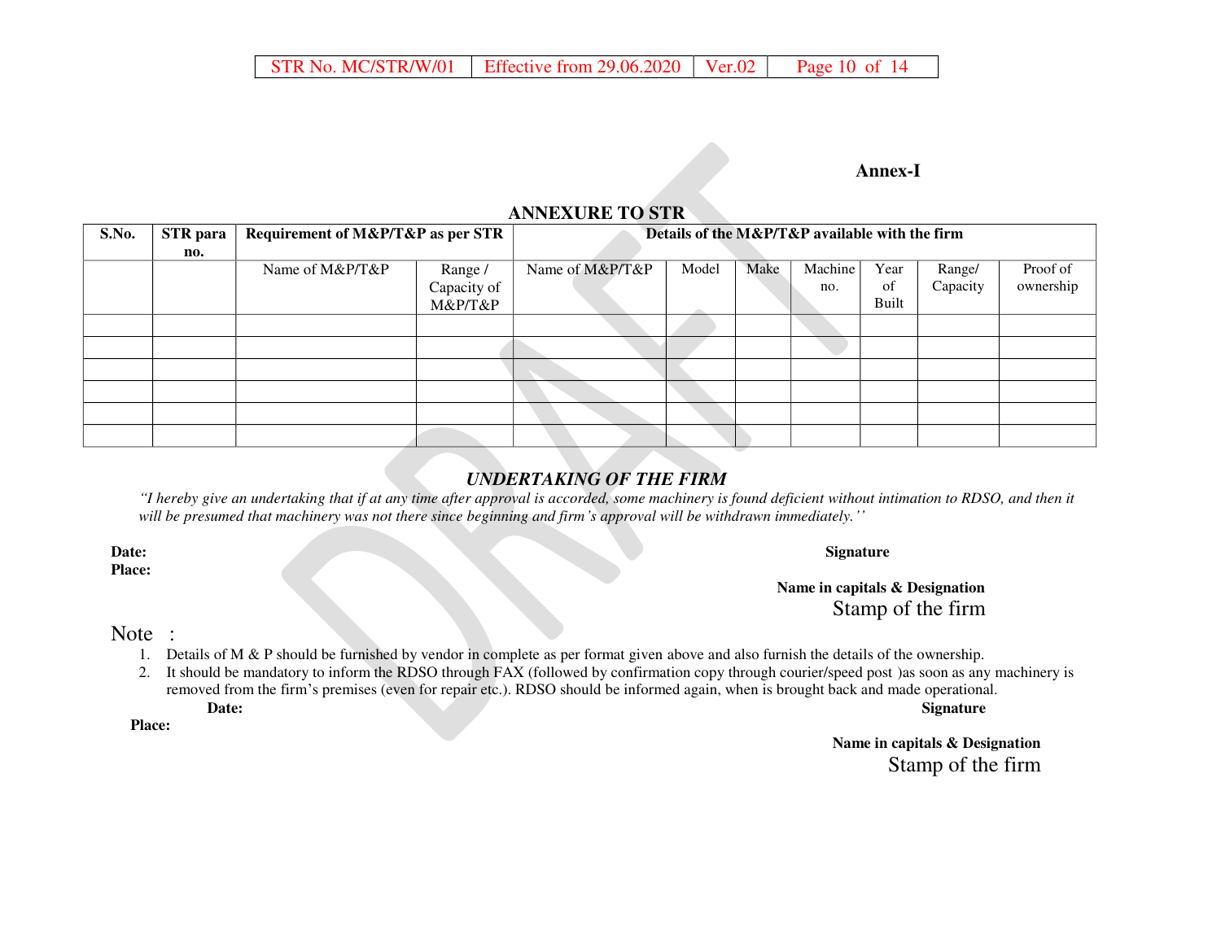**Annex-I**

## ANNEXURE TO STR

| S.No. | STR para no. | Requirement of M&P/T&P as per STR | | Details of the M&P/T&P available with the firm | | | | | | |
|---|---|---|---|---|---|---|---|---|---|---|
| | | Name of M&P/T&P | Range / Capacity of M&P/T&P | Name of M&P/T&P | Model | Make | Machine no. | Year of Built | Range/ Capacity | Proof of ownership |
| | | | | | | | | | | |
| | | | | | | | | | | |
| | | | | | | | | | | |
| | | | | | | | | | | |
| | | | | | | | | | | |
| | | | | | | | | | | |

### *UNDERTAKING OF THE FIRM*

*"I hereby give an undertaking that if at any time after approval is accorded, some machinery is found deficient without intimation to RDSO, and then it will be presumed that machinery was not there since beginning and firm's approval will be withdrawn immediately.''*

**Date:**
**Place:**

**Signature**

**Name in capitals & Designation**
Stamp of the firm

Note :

1. Details of M & P should be furnished by vendor in complete as per format given above and also furnish the details of the ownership.
2. It should be mandatory to inform the RDSO through FAX (followed by confirmation copy through courier/speed post )as soon as any machinery is removed from the firm's premises (even for repair etc.). RDSO should be informed again, when is brought back and made operational.

**Date:**
**Place:**

**Signature**

**Name in capitals & Designation**
Stamp of the firm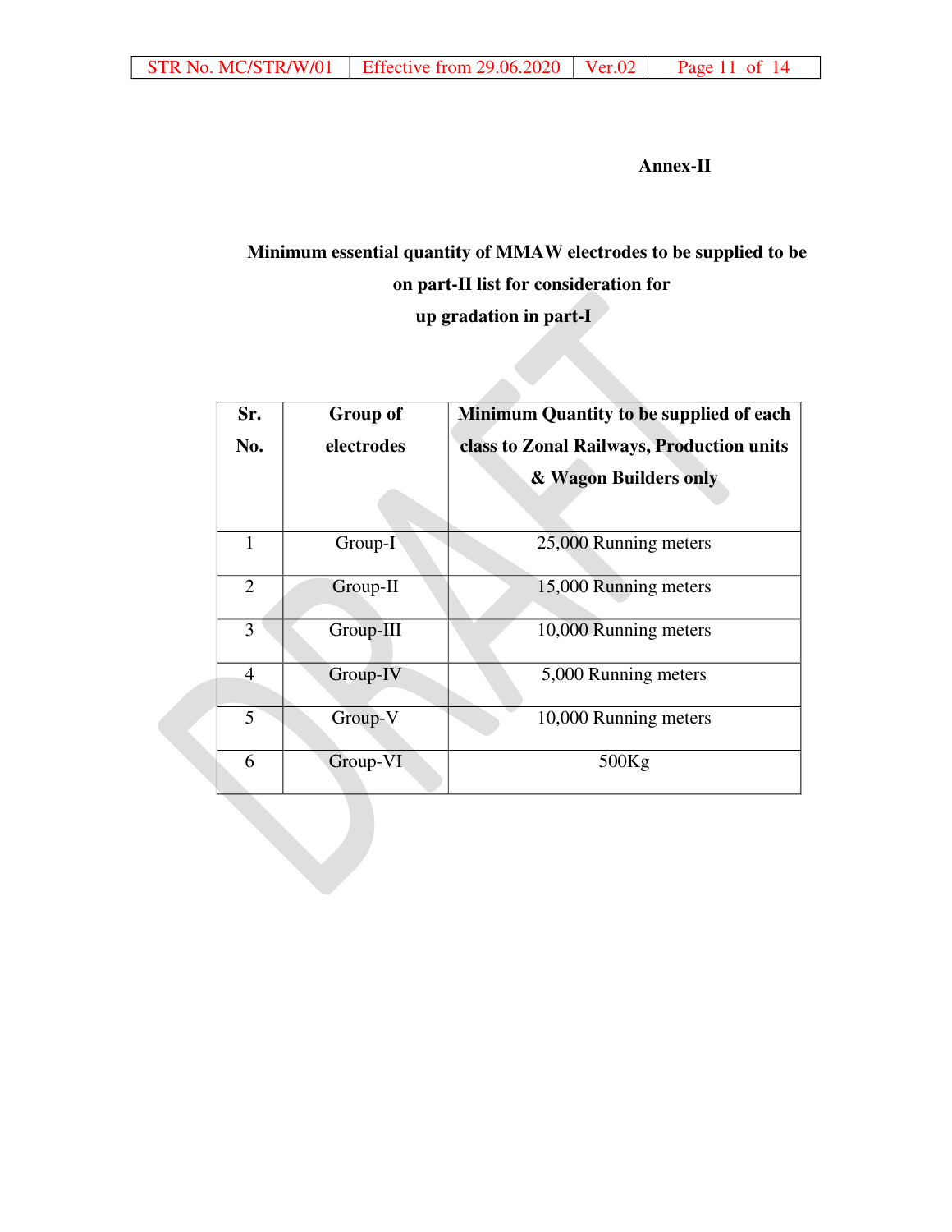**Annex-II**

**Minimum essential quantity of MMAW electrodes to be supplied to be on part-II list for consideration for up gradation in part-I**

| Sr. No. | Group of electrodes | Minimum Quantity to be supplied of each class to Zonal Railways, Production units & Wagon Builders only |
|---|---|---|
| 1 | Group-I | 25,000 Running meters |
| 2 | Group-II | 15,000 Running meters |
| 3 | Group-III | 10,000 Running meters |
| 4 | Group-IV | 5,000 Running meters |
| 5 | Group-V | 10,000 Running meters |
| 6 | Group-VI | 500Kg |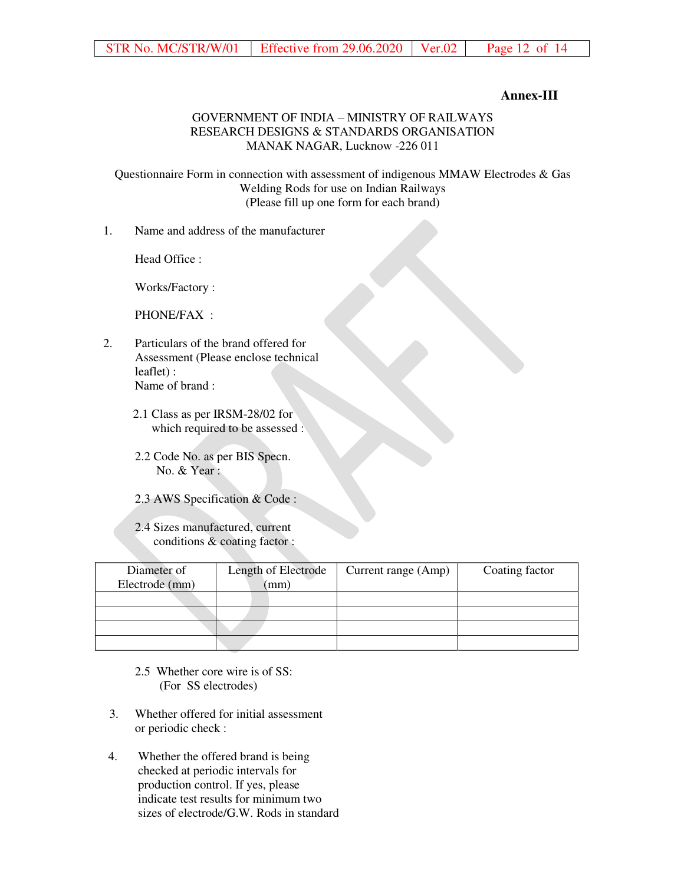**Annex-III**

GOVERNMENT OF INDIA – MINISTRY OF RAILWAYS
RESEARCH DESIGNS & STANDARDS ORGANISATION
MANAK NAGAR, Lucknow -226 011

Questionnaire Form in connection with assessment of indigenous MMAW Electrodes & Gas Welding Rods for use on Indian Railways
(Please fill up one form for each brand)

1. Name and address of the manufacturer

   Head Office :

   Works/Factory :

   PHONE/FAX :

2. Particulars of the brand offered for Assessment (Please enclose technical leaflet) :
   Name of brand :

   2.1 Class as per IRSM-28/02 for which required to be assessed :

   2.2 Code No. as per BIS Specn. No. & Year :

   2.3 AWS Specification & Code :

   2.4 Sizes manufactured, current conditions & coating factor :

| Diameter of Electrode (mm) | Length of Electrode (mm) | Current range (Amp) | Coating factor |
|---|---|---|---|
| | | | |
| | | | |
| | | | |
| | | | |

   2.5 Whether core wire is of SS:
   (For SS electrodes)

3. Whether offered for initial assessment or periodic check :

4. Whether the offered brand is being checked at periodic intervals for production control. If yes, please indicate test results for minimum two sizes of electrode/G.W. Rods in standard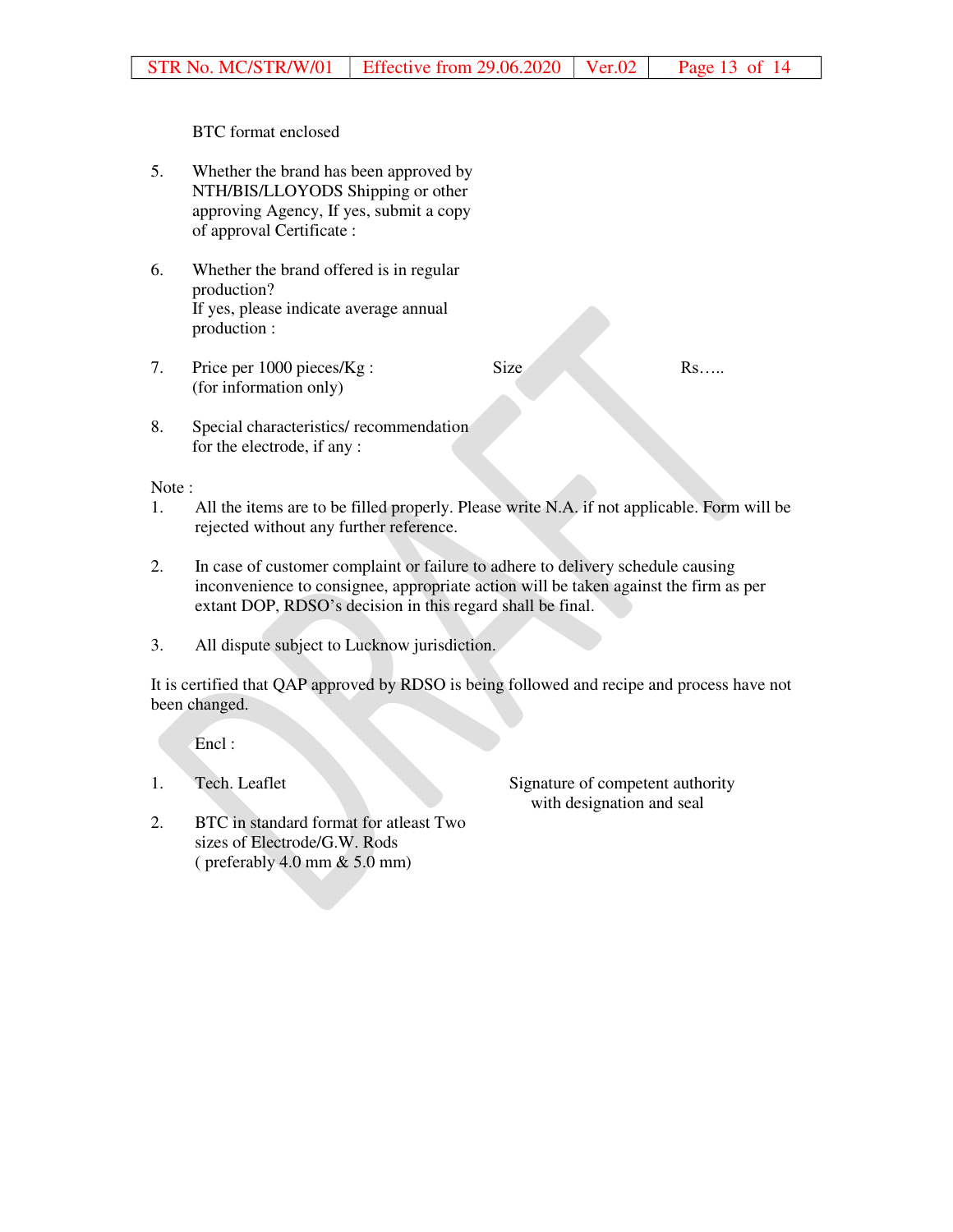BTC format enclosed

5. Whether the brand has been approved by NTH/BIS/LLOYODS Shipping or other approving Agency, If yes, submit a copy of approval Certificate :

6. Whether the brand offered is in regular production?
   If yes, please indicate average annual production :

7. Price per 1000 pieces/Kg : Size Rs…..
   (for information only)

8. Special characteristics/ recommendation for the electrode, if any :

Note :

1. All the items are to be filled properly. Please write N.A. if not applicable. Form will be rejected without any further reference.

2. In case of customer complaint or failure to adhere to delivery schedule causing inconvenience to consignee, appropriate action will be taken against the firm as per extant DOP, RDSO's decision in this regard shall be final.

3. All dispute subject to Lucknow jurisdiction.

It is certified that QAP approved by RDSO is being followed and recipe and process have not been changed.

Encl :

1. Tech. Leaflet

2. BTC in standard format for atleast Two sizes of Electrode/G.W. Rods ( preferably 4.0 mm & 5.0 mm)

Signature of competent authority with designation and seal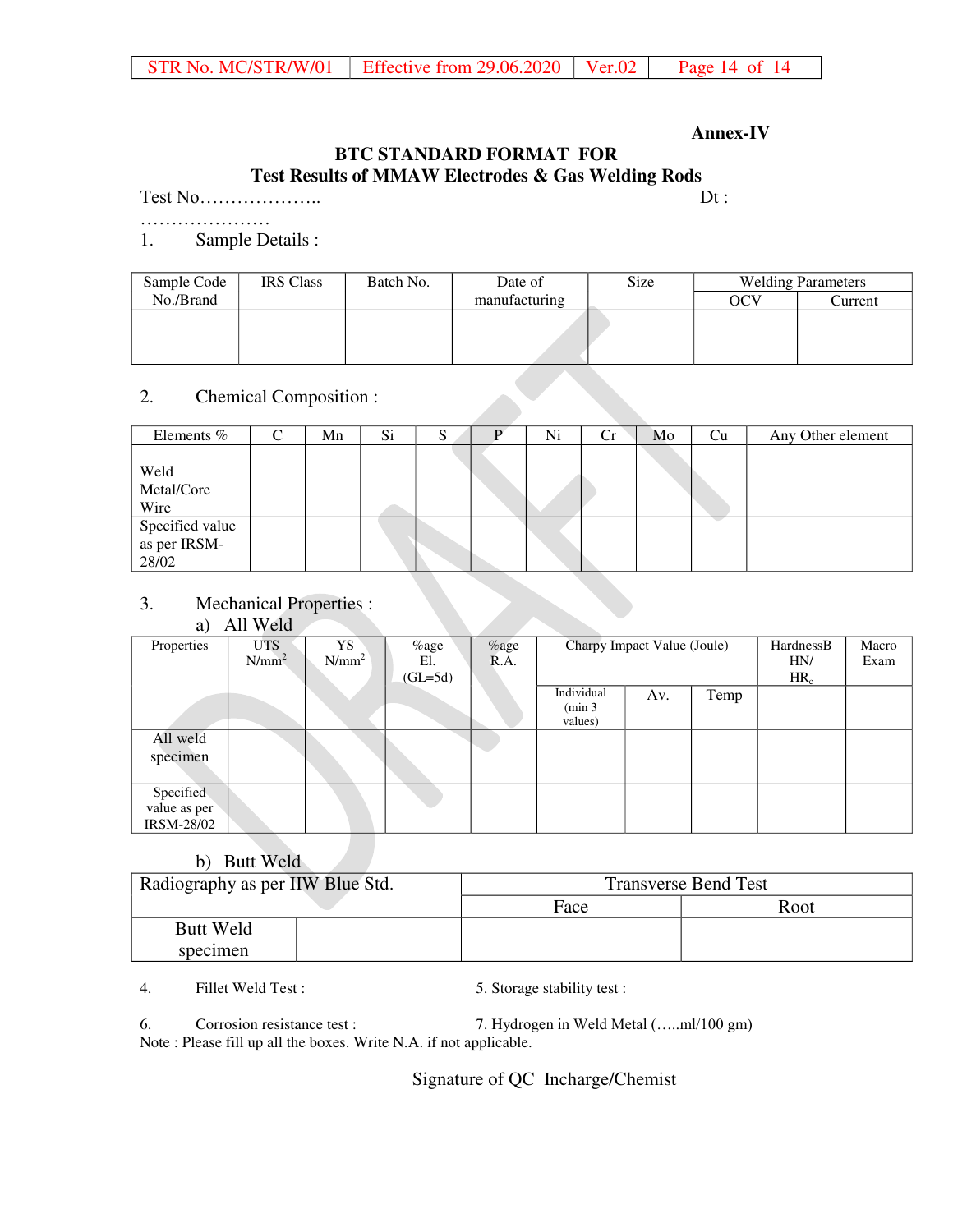**Annex-IV**

# BTC STANDARD FORMAT FOR
# Test Results of MMAW Electrodes & Gas Welding Rods

Test No……………….. Dt : …………………

1. Sample Details :

| Sample Code No./Brand | IRS Class | Batch No. | Date of manufacturing | Size | Welding Parameters | |
|---|---|---|---|---|---|---|
| | | | | | OCV | Current |
| | | | | | | |

2. Chemical Composition :

| Elements % | C | Mn | Si | S | P | Ni | Cr | Mo | Cu | Any Other element |
|---|---|---|---|---|---|---|---|---|---|---|
| Weld Metal/Core Wire | | | | | | | | | | |
| Specified value as per IRSM-28/02 | | | | | | | | | | |

3. Mechanical Properties :

a) All Weld

| Properties | UTS N/mm$^2$ | YS N/mm$^2$ | %age El. (GL=5d) | %age R.A. | Charpy Impact Value (Joule) | | | HardnessB HN/ $HR_c$ | Macro Exam |
|---|---|---|---|---|---|---|---|---|---|
| | | | | | Individual (min 3 values) | Av. | Temp | | |
| All weld specimen | | | | | | | | | |
| Specified value as per IRSM-28/02 | | | | | | | | | |

b) Butt Weld

| Radiography as per IIW Blue Std. | | Transverse Bend Test | |
|---|---|---|---|
| | | Face | Root |
| Butt Weld specimen | | | |

4. Fillet Weld Test :

5. Storage stability test :

6. Corrosion resistance test :

7. Hydrogen in Weld Metal (…..ml/100 gm)

Note : Please fill up all the boxes. Write N.A. if not applicable.

Signature of QC Incharge/Chemist